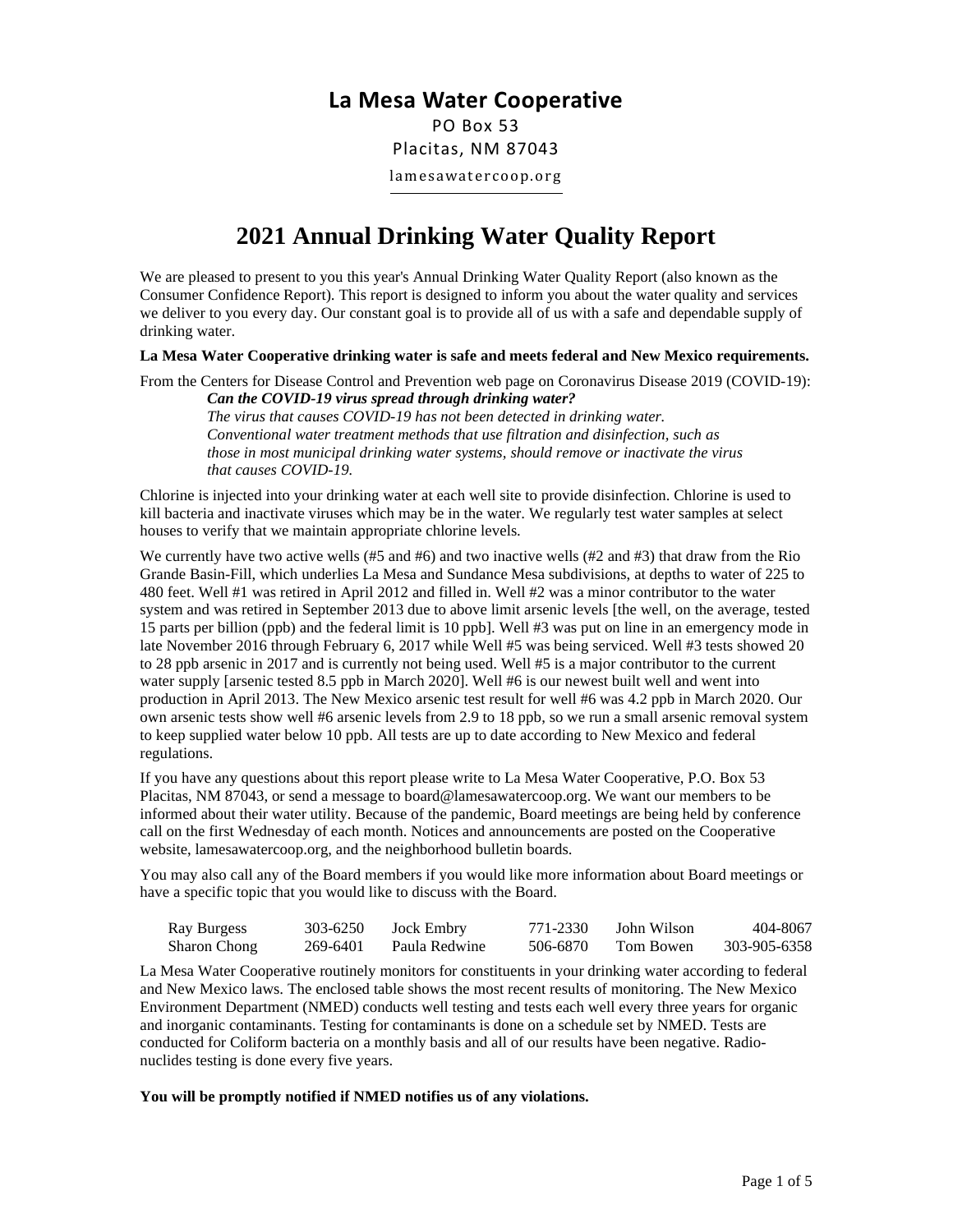# La Mesa Water Cooperative

PO Box 53
Placitas, NM 87043
lamesawatercoop.org

## 2021 Annual Drinking Water Quality Report

We are pleased to present to you this year's Annual Drinking Water Quality Report (also known as the Consumer Confidence Report). This report is designed to inform you about the water quality and services we deliver to you every day. Our constant goal is to provide all of us with a safe and dependable supply of drinking water.

**La Mesa Water Cooperative drinking water is safe and meets federal and New Mexico requirements.**

From the Centers for Disease Control and Prevention web page on Coronavirus Disease 2019 (COVID-19):

> ***Can the COVID-19 virus spread through drinking water?***
> *The virus that causes COVID-19 has not been detected in drinking water. Conventional water treatment methods that use filtration and disinfection, such as those in most municipal drinking water systems, should remove or inactivate the virus that causes COVID-19.*

Chlorine is injected into your drinking water at each well site to provide disinfection. Chlorine is used to kill bacteria and inactivate viruses which may be in the water. We regularly test water samples at select houses to verify that we maintain appropriate chlorine levels.

We currently have two active wells (#5 and #6) and two inactive wells (#2 and #3) that draw from the Rio Grande Basin-Fill, which underlies La Mesa and Sundance Mesa subdivisions, at depths to water of 225 to 480 feet. Well #1 was retired in April 2012 and filled in. Well #2 was a minor contributor to the water system and was retired in September 2013 due to above limit arsenic levels [the well, on the average, tested 15 parts per billion (ppb) and the federal limit is 10 ppb]. Well #3 was put on line in an emergency mode in late November 2016 through February 6, 2017 while Well #5 was being serviced. Well #3 tests showed 20 to 28 ppb arsenic in 2017 and is currently not being used. Well #5 is a major contributor to the current water supply [arsenic tested 8.5 ppb in March 2020]. Well #6 is our newest built well and went into production in April 2013. The New Mexico arsenic test result for well #6 was 4.2 ppb in March 2020. Our own arsenic tests show well #6 arsenic levels from 2.9 to 18 ppb, so we run a small arsenic removal system to keep supplied water below 10 ppb. All tests are up to date according to New Mexico and federal regulations.

If you have any questions about this report please write to La Mesa Water Cooperative, P.O. Box 53 Placitas, NM 87043, or send a message to board@lamesawatercoop.org. We want our members to be informed about their water utility. Because of the pandemic, Board meetings are being held by conference call on the first Wednesday of each month. Notices and announcements are posted on the Cooperative website, lamesawatercoop.org, and the neighborhood bulletin boards.

You may also call any of the Board members if you would like more information about Board meetings or have a specific topic that you would like to discuss with the Board.

| | | | | | |
|---|---|---|---|---|---|
| Ray Burgess | 303-6250 | Jock Embry | 771-2330 | John Wilson | 404-8067 |
| Sharon Chong | 269-6401 | Paula Redwine | 506-6870 | Tom Bowen | 303-905-6358 |

La Mesa Water Cooperative routinely monitors for constituents in your drinking water according to federal and New Mexico laws. The enclosed table shows the most recent results of monitoring. The New Mexico Environment Department (NMED) conducts well testing and tests each well every three years for organic and inorganic contaminants. Testing for contaminants is done on a schedule set by NMED. Tests are conducted for Coliform bacteria on a monthly basis and all of our results have been negative. Radio-nuclides testing is done every five years.

**You will be promptly notified if NMED notifies us of any violations.**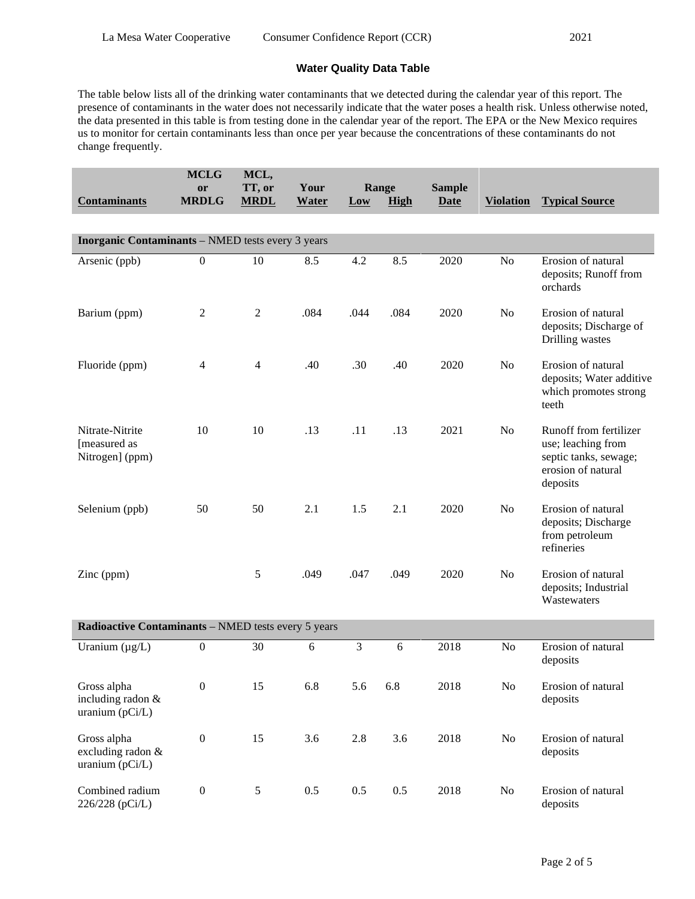## Water Quality Data Table

The table below lists all of the drinking water contaminants that we detected during the calendar year of this report. The presence of contaminants in the water does not necessarily indicate that the water poses a health risk. Unless otherwise noted, the data presented in this table is from testing done in the calendar year of the report. The EPA or the New Mexico requires us to monitor for certain contaminants less than once per year because the concentrations of these contaminants do not change frequently.

| Contaminants | MCLG or MRDLG | MCL, TT, or MRDL | Your Water | Range Low | Range High | Sample Date | Violation | Typical Source |
|---|---|---|---|---|---|---|---|---|
| **Inorganic Contaminants** – NMED tests every 3 years | | | | | | | | |
| Arsenic (ppb) | 0 | 10 | 8.5 | 4.2 | 8.5 | 2020 | No | Erosion of natural deposits; Runoff from orchards |
| Barium (ppm) | 2 | 2 | .084 | .044 | .084 | 2020 | No | Erosion of natural deposits; Discharge of Drilling wastes |
| Fluoride (ppm) | 4 | 4 | .40 | .30 | .40 | 2020 | No | Erosion of natural deposits; Water additive which promotes strong teeth |
| Nitrate-Nitrite [measured as Nitrogen] (ppm) | 10 | 10 | .13 | .11 | .13 | 2021 | No | Runoff from fertilizer use; leaching from septic tanks, sewage; erosion of natural deposits |
| Selenium (ppb) | 50 | 50 | 2.1 | 1.5 | 2.1 | 2020 | No | Erosion of natural deposits; Discharge from petroleum refineries |
| Zinc (ppm) | | 5 | .049 | .047 | .049 | 2020 | No | Erosion of natural deposits; Industrial Wastewaters |
| **Radioactive Contaminants** – NMED tests every 5 years | | | | | | | | |
| Uranium (µg/L) | 0 | 30 | 6 | 3 | 6 | 2018 | No | Erosion of natural deposits |
| Gross alpha including radon & uranium (pCi/L) | 0 | 15 | 6.8 | 5.6 | 6.8 | 2018 | No | Erosion of natural deposits |
| Gross alpha excluding radon & uranium (pCi/L) | 0 | 15 | 3.6 | 2.8 | 3.6 | 2018 | No | Erosion of natural deposits |
| Combined radium 226/228 (pCi/L) | 0 | 5 | 0.5 | 0.5 | 0.5 | 2018 | No | Erosion of natural deposits |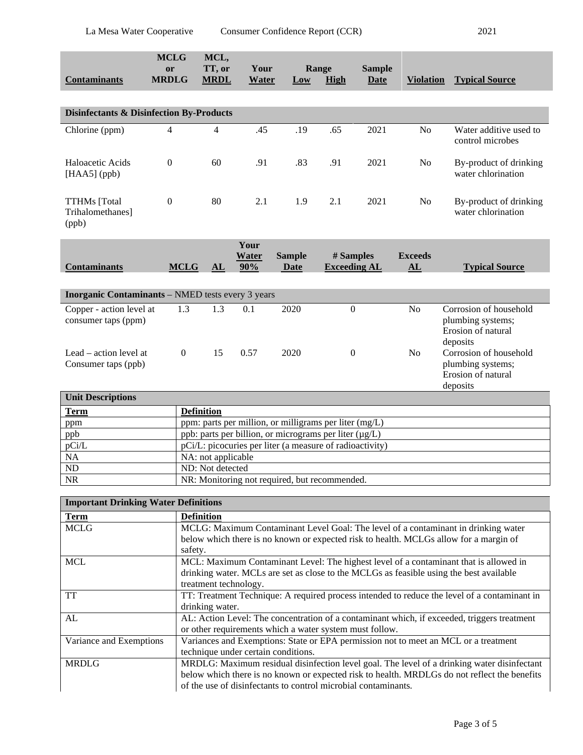| Contaminants | MCLG or MRDLG | MCL, TT, or MRDL | Your Water | Range Low | Range High | Sample Date | Violation | Typical Source |
|---|---|---|---|---|---|---|---|---|
| **Disinfectants & Disinfection By-Products** | | | | | | | | |
| Chlorine (ppm) | 4 | 4 | .45 | .19 | .65 | 2021 | No | Water additive used to control microbes |
| Haloacetic Acids [HAA5] (ppb) | 0 | 60 | .91 | .83 | .91 | 2021 | No | By-product of drinking water chlorination |
| TTHMs [Total Trihalomethanes] (ppb) | 0 | 80 | 2.1 | 1.9 | 2.1 | 2021 | No | By-product of drinking water chlorination |

| Contaminants | MCLG | AL | Your Water 90% | Sample Date | # Samples Exceeding AL | Exceeds AL | Typical Source |
|---|---|---|---|---|---|---|---|
| **Inorganic Contaminants** – NMED tests every 3 years | | | | | | | |
| Copper - action level at consumer taps (ppm) | 1.3 | 1.3 | 0.1 | 2020 | 0 | No | Corrosion of household plumbing systems; Erosion of natural deposits |
| Lead – action level at Consumer taps (ppb) | 0 | 15 | 0.57 | 2020 | 0 | No | Corrosion of household plumbing systems; Erosion of natural deposits |

| Unit Descriptions | |
|---|---|
| **Term** | **Definition** |
| ppm | ppm: parts per million, or milligrams per liter (mg/L) |
| ppb | ppb: parts per billion, or micrograms per liter (µg/L) |
| pCi/L | pCi/L: picocuries per liter (a measure of radioactivity) |
| NA | NA: not applicable |
| ND | ND: Not detected |
| NR | NR: Monitoring not required, but recommended. |

| Important Drinking Water Definitions | |
|---|---|
| **Term** | **Definition** |
| MCLG | MCLG: Maximum Contaminant Level Goal: The level of a contaminant in drinking water below which there is no known or expected risk to health. MCLGs allow for a margin of safety. |
| MCL | MCL: Maximum Contaminant Level: The highest level of a contaminant that is allowed in drinking water. MCLs are set as close to the MCLGs as feasible using the best available treatment technology. |
| TT | TT: Treatment Technique: A required process intended to reduce the level of a contaminant in drinking water. |
| AL | AL: Action Level: The concentration of a contaminant which, if exceeded, triggers treatment or other requirements which a water system must follow. |
| Variance and Exemptions | Variances and Exemptions: State or EPA permission not to meet an MCL or a treatment technique under certain conditions. |
| MRDLG | MRDLG: Maximum residual disinfection level goal. The level of a drinking water disinfectant below which there is no known or expected risk to health. MRDLGs do not reflect the benefits of the use of disinfectants to control microbial contaminants. |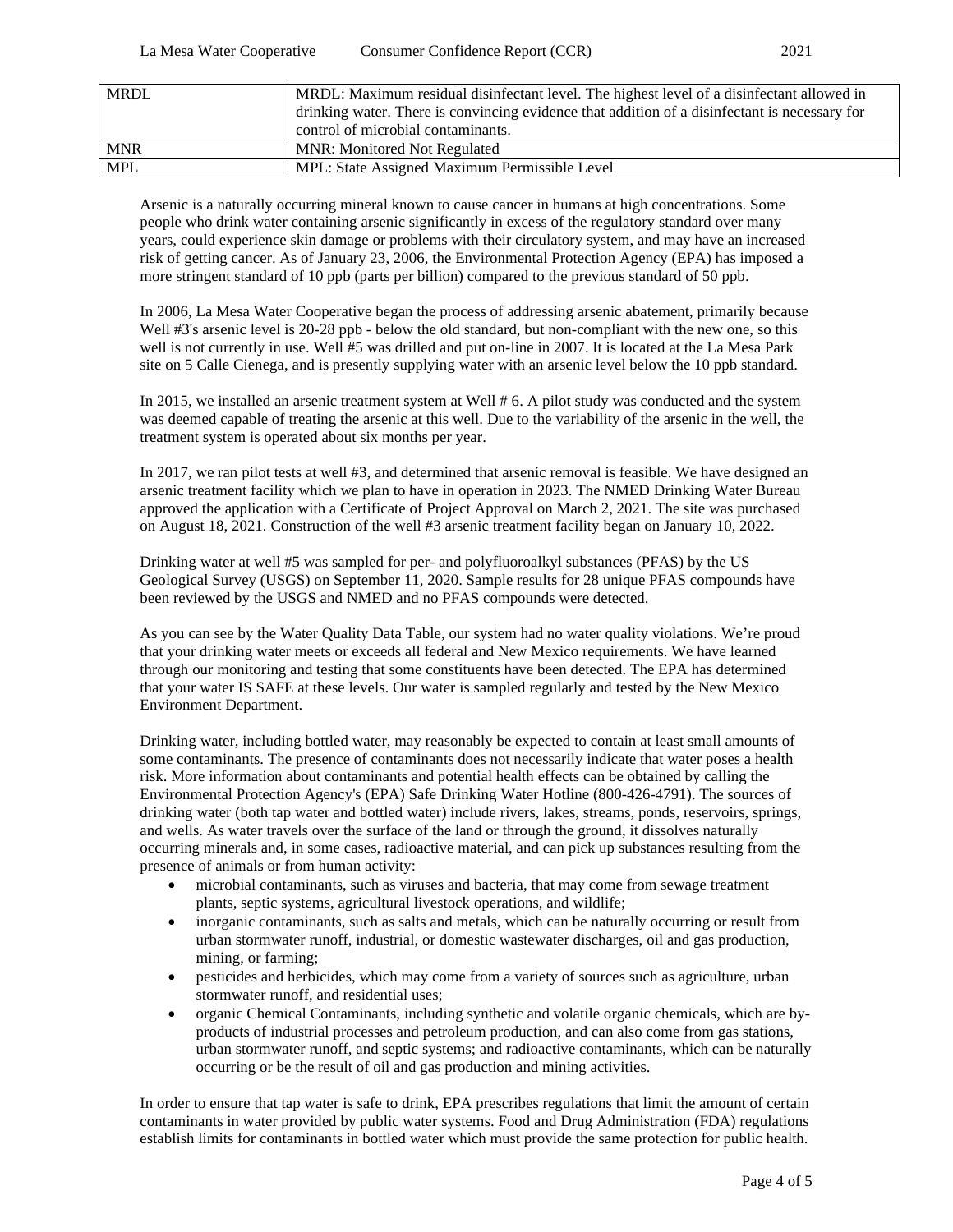| MRDL | MRDL: Maximum residual disinfectant level. The highest level of a disinfectant allowed in drinking water. There is convincing evidence that addition of a disinfectant is necessary for control of microbial contaminants. |
|---|---|
| MNR | MNR: Monitored Not Regulated |
| MPL | MPL: State Assigned Maximum Permissible Level |

Arsenic is a naturally occurring mineral known to cause cancer in humans at high concentrations. Some people who drink water containing arsenic significantly in excess of the regulatory standard over many years, could experience skin damage or problems with their circulatory system, and may have an increased risk of getting cancer. As of January 23, 2006, the Environmental Protection Agency (EPA) has imposed a more stringent standard of 10 ppb (parts per billion) compared to the previous standard of 50 ppb.

In 2006, La Mesa Water Cooperative began the process of addressing arsenic abatement, primarily because Well #3's arsenic level is 20-28 ppb - below the old standard, but non-compliant with the new one, so this well is not currently in use. Well #5 was drilled and put on-line in 2007. It is located at the La Mesa Park site on 5 Calle Cienega, and is presently supplying water with an arsenic level below the 10 ppb standard.

In 2015, we installed an arsenic treatment system at Well # 6. A pilot study was conducted and the system was deemed capable of treating the arsenic at this well. Due to the variability of the arsenic in the well, the treatment system is operated about six months per year.

In 2017, we ran pilot tests at well #3, and determined that arsenic removal is feasible. We have designed an arsenic treatment facility which we plan to have in operation in 2023. The NMED Drinking Water Bureau approved the application with a Certificate of Project Approval on March 2, 2021. The site was purchased on August 18, 2021. Construction of the well #3 arsenic treatment facility began on January 10, 2022.

Drinking water at well #5 was sampled for per- and polyfluoroalkyl substances (PFAS) by the US Geological Survey (USGS) on September 11, 2020. Sample results for 28 unique PFAS compounds have been reviewed by the USGS and NMED and no PFAS compounds were detected.

As you can see by the Water Quality Data Table, our system had no water quality violations. We're proud that your drinking water meets or exceeds all federal and New Mexico requirements. We have learned through our monitoring and testing that some constituents have been detected. The EPA has determined that your water IS SAFE at these levels. Our water is sampled regularly and tested by the New Mexico Environment Department.

Drinking water, including bottled water, may reasonably be expected to contain at least small amounts of some contaminants. The presence of contaminants does not necessarily indicate that water poses a health risk. More information about contaminants and potential health effects can be obtained by calling the Environmental Protection Agency's (EPA) Safe Drinking Water Hotline (800-426-4791). The sources of drinking water (both tap water and bottled water) include rivers, lakes, streams, ponds, reservoirs, springs, and wells. As water travels over the surface of the land or through the ground, it dissolves naturally occurring minerals and, in some cases, radioactive material, and can pick up substances resulting from the presence of animals or from human activity:

- microbial contaminants, such as viruses and bacteria, that may come from sewage treatment plants, septic systems, agricultural livestock operations, and wildlife;
- inorganic contaminants, such as salts and metals, which can be naturally occurring or result from urban stormwater runoff, industrial, or domestic wastewater discharges, oil and gas production, mining, or farming;
- pesticides and herbicides, which may come from a variety of sources such as agriculture, urban stormwater runoff, and residential uses;
- organic Chemical Contaminants, including synthetic and volatile organic chemicals, which are by-products of industrial processes and petroleum production, and can also come from gas stations, urban stormwater runoff, and septic systems; and radioactive contaminants, which can be naturally occurring or be the result of oil and gas production and mining activities.

In order to ensure that tap water is safe to drink, EPA prescribes regulations that limit the amount of certain contaminants in water provided by public water systems. Food and Drug Administration (FDA) regulations establish limits for contaminants in bottled water which must provide the same protection for public health.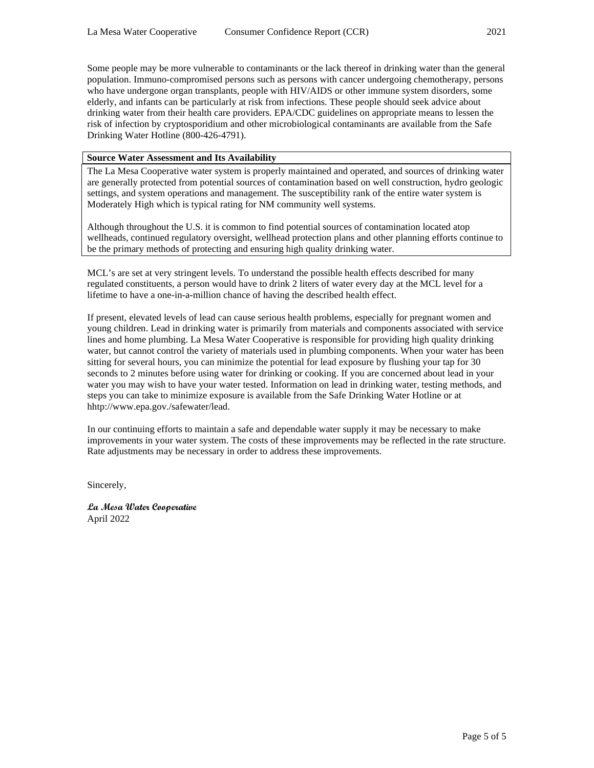Some people may be more vulnerable to contaminants or the lack thereof in drinking water than the general population. Immuno-compromised persons such as persons with cancer undergoing chemotherapy, persons who have undergone organ transplants, people with HIV/AIDS or other immune system disorders, some elderly, and infants can be particularly at risk from infections. These people should seek advice about drinking water from their health care providers. EPA/CDC guidelines on appropriate means to lessen the risk of infection by cryptosporidium and other microbiological contaminants are available from the Safe Drinking Water Hotline (800-426-4791).

**Source Water Assessment and Its Availability**

The La Mesa Cooperative water system is properly maintained and operated, and sources of drinking water are generally protected from potential sources of contamination based on well construction, hydro geologic settings, and system operations and management. The susceptibility rank of the entire water system is Moderately High which is typical rating for NM community well systems.

Although throughout the U.S. it is common to find potential sources of contamination located atop wellheads, continued regulatory oversight, wellhead protection plans and other planning efforts continue to be the primary methods of protecting and ensuring high quality drinking water.

MCL's are set at very stringent levels. To understand the possible health effects described for many regulated constituents, a person would have to drink 2 liters of water every day at the MCL level for a lifetime to have a one-in-a-million chance of having the described health effect.

If present, elevated levels of lead can cause serious health problems, especially for pregnant women and young children. Lead in drinking water is primarily from materials and components associated with service lines and home plumbing. La Mesa Water Cooperative is responsible for providing high quality drinking water, but cannot control the variety of materials used in plumbing components. When your water has been sitting for several hours, you can minimize the potential for lead exposure by flushing your tap for 30 seconds to 2 minutes before using water for drinking or cooking. If you are concerned about lead in your water you may wish to have your water tested. Information on lead in drinking water, testing methods, and steps you can take to minimize exposure is available from the Safe Drinking Water Hotline or at hhtp://www.epa.gov./safewater/lead.

In our continuing efforts to maintain a safe and dependable water supply it may be necessary to make improvements in your water system. The costs of these improvements may be reflected in the rate structure. Rate adjustments may be necessary in order to address these improvements.

Sincerely,

***La Mesa Water Cooperative***
April 2022